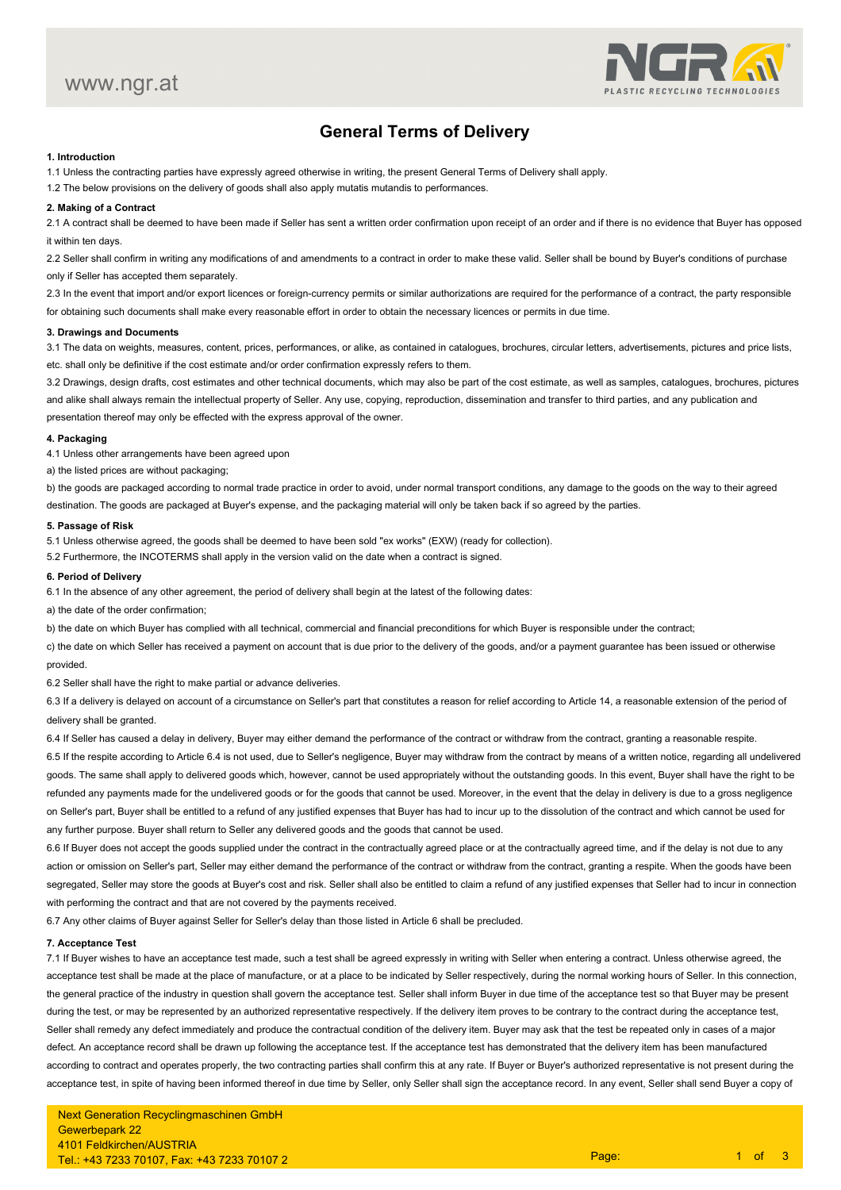# General Terms of Delivery

### 1. Introduction

1.1 Unless the contracting parties have expressly agreed otherwise in writing, the present General Terms of Delivery shall apply.

1.2 The below provisions on the delivery of goods shall also apply mutatis mutandis to performances.

### 2. Making of a Contract

2.1 A contract shall be deemed to have been made if Seller has sent a written order confirmation upon receipt of an order and if there is no evidence that Buyer has opposed it within ten days.

2.2 Seller shall confirm in writing any modifications of and amendments to a contract in order to make these valid. Seller shall be bound by Buyer's conditions of purchase only if Seller has accepted them separately.

2.3 In the event that import and/or export licences or foreign-currency permits or similar authorizations are required for the performance of a contract, the party responsible for obtaining such documents shall make every reasonable effort in order to obtain the necessary licences or permits in due time.

### 3. Drawings and Documents

3.1 The data on weights, measures, content, prices, performances, or alike, as contained in catalogues, brochures, circular letters, advertisements, pictures and price lists, etc. shall only be definitive if the cost estimate and/or order confirmation expressly refers to them.

3.2 Drawings, design drafts, cost estimates and other technical documents, which may also be part of the cost estimate, as well as samples, catalogues, brochures, pictures and alike shall always remain the intellectual property of Seller. Any use, copying, reproduction, dissemination and transfer to third parties, and any publication and presentation thereof may only be effected with the express approval of the owner.

### 4. Packaging

4.1 Unless other arrangements have been agreed upon

a) the listed prices are without packaging;

b) the goods are packaged according to normal trade practice in order to avoid, under normal transport conditions, any damage to the goods on the way to their agreed destination. The goods are packaged at Buyer's expense, and the packaging material will only be taken back if so agreed by the parties.

### 5. Passage of Risk

5.1 Unless otherwise agreed, the goods shall be deemed to have been sold "ex works" (EXW) (ready for collection).

5.2 Furthermore, the INCOTERMS shall apply in the version valid on the date when a contract is signed.

### 6. Period of Delivery

6.1 In the absence of any other agreement, the period of delivery shall begin at the latest of the following dates:

a) the date of the order confirmation;

b) the date on which Buyer has complied with all technical, commercial and financial preconditions for which Buyer is responsible under the contract;

c) the date on which Seller has received a payment on account that is due prior to the delivery of the goods, and/or a payment guarantee has been issued or otherwise provided.

6.2 Seller shall have the right to make partial or advance deliveries.

6.3 If a delivery is delayed on account of a circumstance on Seller's part that constitutes a reason for relief according to Article 14, a reasonable extension of the period of delivery shall be granted.

6.4 If Seller has caused a delay in delivery, Buyer may either demand the performance of the contract or withdraw from the contract, granting a reasonable respite.

6.5 If the respite according to Article 6.4 is not used, due to Seller's negligence, Buyer may withdraw from the contract by means of a written notice, regarding all undelivered goods. The same shall apply to delivered goods which, however, cannot be used appropriately without the outstanding goods. In this event, Buyer shall have the right to be refunded any payments made for the undelivered goods or for the goods that cannot be used. Moreover, in the event that the delay in delivery is due to a gross negligence on Seller's part, Buyer shall be entitled to a refund of any justified expenses that Buyer has had to incur up to the dissolution of the contract and which cannot be used for any further purpose. Buyer shall return to Seller any delivered goods and the goods that cannot be used.

6.6 If Buyer does not accept the goods supplied under the contract in the contractually agreed place or at the contractually agreed time, and if the delay is not due to any action or omission on Seller's part, Seller may either demand the performance of the contract or withdraw from the contract, granting a respite. When the goods have been segregated, Seller may store the goods at Buyer's cost and risk. Seller shall also be entitled to claim a refund of any justified expenses that Seller had to incur in connection with performing the contract and that are not covered by the payments received.

6.7 Any other claims of Buyer against Seller for Seller's delay than those listed in Article 6 shall be precluded.

### 7. Acceptance Test

7.1 If Buyer wishes to have an acceptance test made, such a test shall be agreed expressly in writing with Seller when entering a contract. Unless otherwise agreed, the acceptance test shall be made at the place of manufacture, or at a place to be indicated by Seller respectively, during the normal working hours of Seller. In this connection, the general practice of the industry in question shall govern the acceptance test. Seller shall inform Buyer in due time of the acceptance test so that Buyer may be present during the test, or may be represented by an authorized representative respectively. If the delivery item proves to be contrary to the contract during the acceptance test, Seller shall remedy any defect immediately and produce the contractual condition of the delivery item. Buyer may ask that the test be repeated only in cases of a major defect. An acceptance record shall be drawn up following the acceptance test. If the acceptance test has demonstrated that the delivery item has been manufactured according to contract and operates properly, the two contracting parties shall confirm this at any rate. If Buyer or Buyer's authorized representative is not present during the acceptance test, in spite of having been informed thereof in due time by Seller, only Seller shall sign the acceptance record. In any event, Seller shall send Buyer a copy of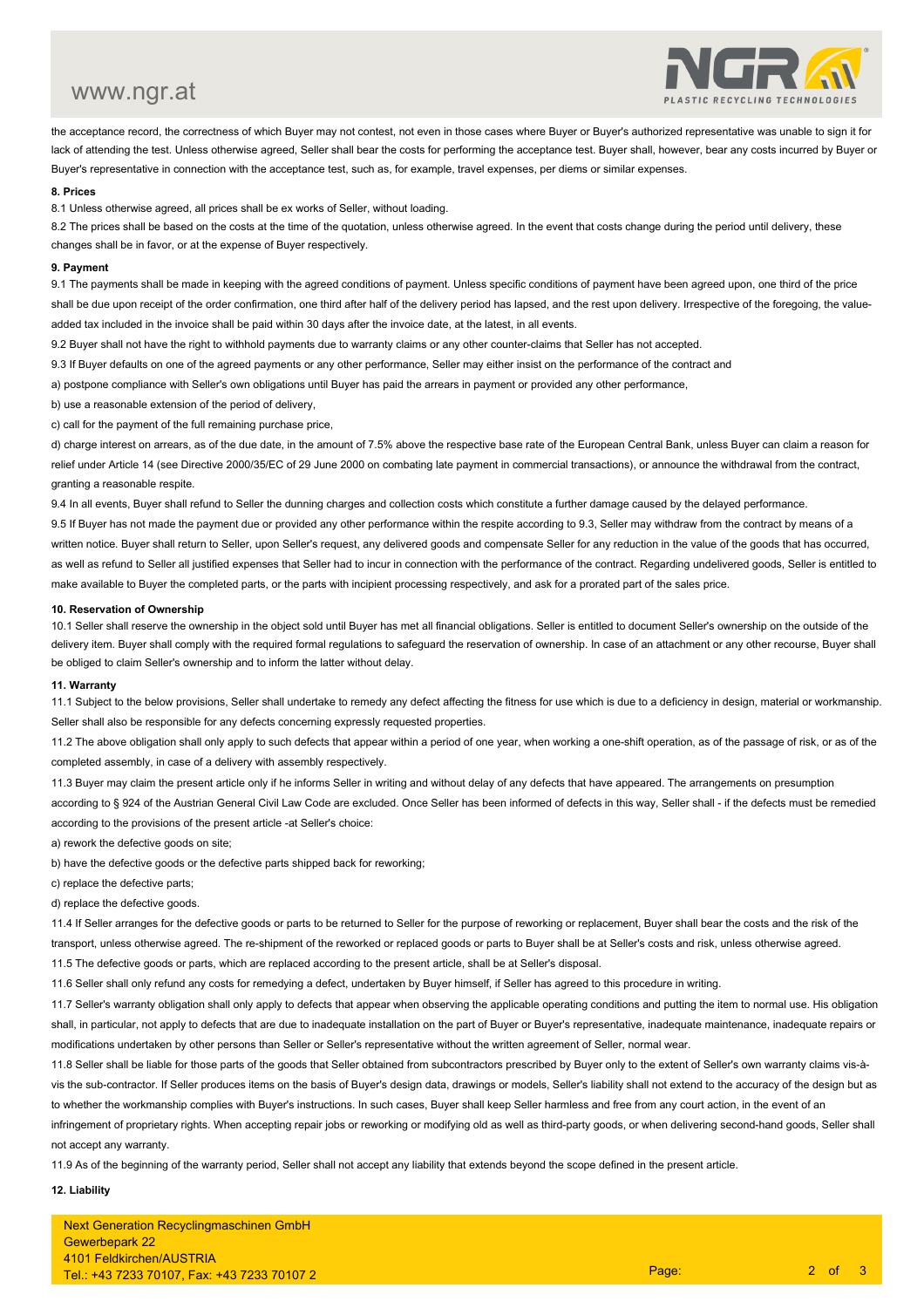the acceptance record, the correctness of which Buyer may not contest, not even in those cases where Buyer or Buyer's authorized representative was unable to sign it for lack of attending the test. Unless otherwise agreed, Seller shall bear the costs for performing the acceptance test. Buyer shall, however, bear any costs incurred by Buyer or Buyer's representative in connection with the acceptance test, such as, for example, travel expenses, per diems or similar expenses.

**8. Prices**

8.1 Unless otherwise agreed, all prices shall be ex works of Seller, without loading.

8.2 The prices shall be based on the costs at the time of the quotation, unless otherwise agreed. In the event that costs change during the period until delivery, these changes shall be in favor, or at the expense of Buyer respectively.

**9. Payment**

9.1 The payments shall be made in keeping with the agreed conditions of payment. Unless specific conditions of payment have been agreed upon, one third of the price shall be due upon receipt of the order confirmation, one third after half of the delivery period has lapsed, and the rest upon delivery. Irrespective of the foregoing, the value-added tax included in the invoice shall be paid within 30 days after the invoice date, at the latest, in all events.

9.2 Buyer shall not have the right to withhold payments due to warranty claims or any other counter-claims that Seller has not accepted.

9.3 If Buyer defaults on one of the agreed payments or any other performance, Seller may either insist on the performance of the contract and

a) postpone compliance with Seller's own obligations until Buyer has paid the arrears in payment or provided any other performance,

b) use a reasonable extension of the period of delivery,

c) call for the payment of the full remaining purchase price,

d) charge interest on arrears, as of the due date, in the amount of 7.5% above the respective base rate of the European Central Bank, unless Buyer can claim a reason for relief under Article 14 (see Directive 2000/35/EC of 29 June 2000 on combating late payment in commercial transactions), or announce the withdrawal from the contract, granting a reasonable respite.

9.4 In all events, Buyer shall refund to Seller the dunning charges and collection costs which constitute a further damage caused by the delayed performance.

9.5 If Buyer has not made the payment due or provided any other performance within the respite according to 9.3, Seller may withdraw from the contract by means of a written notice. Buyer shall return to Seller, upon Seller's request, any delivered goods and compensate Seller for any reduction in the value of the goods that has occurred, as well as refund to Seller all justified expenses that Seller had to incur in connection with the performance of the contract. Regarding undelivered goods, Seller is entitled to make available to Buyer the completed parts, or the parts with incipient processing respectively, and ask for a prorated part of the sales price.

**10. Reservation of Ownership**

10.1 Seller shall reserve the ownership in the object sold until Buyer has met all financial obligations. Seller is entitled to document Seller's ownership on the outside of the delivery item. Buyer shall comply with the required formal regulations to safeguard the reservation of ownership. In case of an attachment or any other recourse, Buyer shall be obliged to claim Seller's ownership and to inform the latter without delay.

**11. Warranty**

11.1 Subject to the below provisions, Seller shall undertake to remedy any defect affecting the fitness for use which is due to a deficiency in design, material or workmanship. Seller shall also be responsible for any defects concerning expressly requested properties.

11.2 The above obligation shall only apply to such defects that appear within a period of one year, when working a one-shift operation, as of the passage of risk, or as of the completed assembly, in case of a delivery with assembly respectively.

11.3 Buyer may claim the present article only if he informs Seller in writing and without delay of any defects that have appeared. The arrangements on presumption according to § 924 of the Austrian General Civil Law Code are excluded. Once Seller has been informed of defects in this way, Seller shall - if the defects must be remedied according to the provisions of the present article -at Seller's choice:

a) rework the defective goods on site;

b) have the defective goods or the defective parts shipped back for reworking;

c) replace the defective parts;

d) replace the defective goods.

11.4 If Seller arranges for the defective goods or parts to be returned to Seller for the purpose of reworking or replacement, Buyer shall bear the costs and the risk of the transport, unless otherwise agreed. The re-shipment of the reworked or replaced goods or parts to Buyer shall be at Seller's costs and risk, unless otherwise agreed.

11.5 The defective goods or parts, which are replaced according to the present article, shall be at Seller's disposal.

11.6 Seller shall only refund any costs for remedying a defect, undertaken by Buyer himself, if Seller has agreed to this procedure in writing.

11.7 Seller's warranty obligation shall only apply to defects that appear when observing the applicable operating conditions and putting the item to normal use. His obligation shall, in particular, not apply to defects that are due to inadequate installation on the part of Buyer or Buyer's representative, inadequate maintenance, inadequate repairs or modifications undertaken by other persons than Seller or Seller's representative without the written agreement of Seller, normal wear.

11.8 Seller shall be liable for those parts of the goods that Seller obtained from subcontractors prescribed by Buyer only to the extent of Seller's own warranty claims vis-à-vis the sub-contractor. If Seller produces items on the basis of Buyer's design data, drawings or models, Seller's liability shall not extend to the accuracy of the design but as to whether the workmanship complies with Buyer's instructions. In such cases, Buyer shall keep Seller harmless and free from any court action, in the event of an infringement of proprietary rights. When accepting repair jobs or reworking or modifying old as well as third-party goods, or when delivering second-hand goods, Seller shall not accept any warranty.

11.9 As of the beginning of the warranty period, Seller shall not accept any liability that extends beyond the scope defined in the present article.

**12. Liability**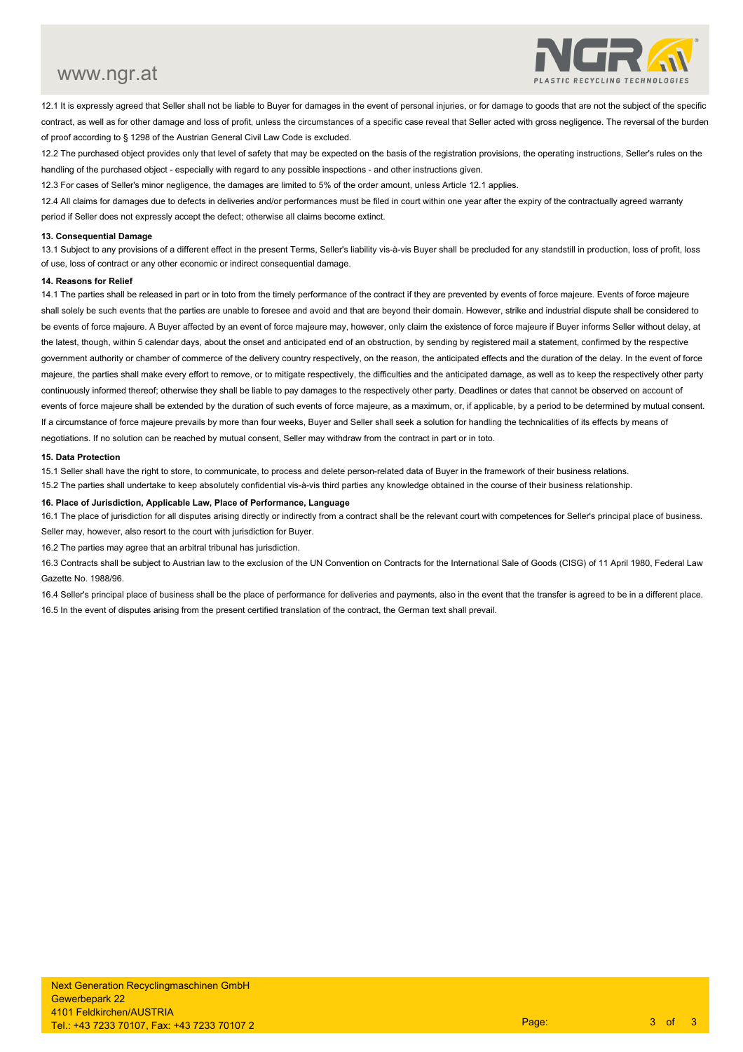12.1 It is expressly agreed that Seller shall not be liable to Buyer for damages in the event of personal injuries, or for damage to goods that are not the subject of the specific contract, as well as for other damage and loss of profit, unless the circumstances of a specific case reveal that Seller acted with gross negligence. The reversal of the burden of proof according to § 1298 of the Austrian General Civil Law Code is excluded.

12.2 The purchased object provides only that level of safety that may be expected on the basis of the registration provisions, the operating instructions, Seller's rules on the handling of the purchased object - especially with regard to any possible inspections - and other instructions given.

12.3 For cases of Seller's minor negligence, the damages are limited to 5% of the order amount, unless Article 12.1 applies.

12.4 All claims for damages due to defects in deliveries and/or performances must be filed in court within one year after the expiry of the contractually agreed warranty period if Seller does not expressly accept the defect; otherwise all claims become extinct.

**13. Consequential Damage**

13.1 Subject to any provisions of a different effect in the present Terms, Seller's liability vis-à-vis Buyer shall be precluded for any standstill in production, loss of profit, loss of use, loss of contract or any other economic or indirect consequential damage.

**14. Reasons for Relief**

14.1 The parties shall be released in part or in toto from the timely performance of the contract if they are prevented by events of force majeure. Events of force majeure shall solely be such events that the parties are unable to foresee and avoid and that are beyond their domain. However, strike and industrial dispute shall be considered to be events of force majeure. A Buyer affected by an event of force majeure may, however, only claim the existence of force majeure if Buyer informs Seller without delay, at the latest, though, within 5 calendar days, about the onset and anticipated end of an obstruction, by sending by registered mail a statement, confirmed by the respective government authority or chamber of commerce of the delivery country respectively, on the reason, the anticipated effects and the duration of the delay. In the event of force majeure, the parties shall make every effort to remove, or to mitigate respectively, the difficulties and the anticipated damage, as well as to keep the respectively other party continuously informed thereof; otherwise they shall be liable to pay damages to the respectively other party. Deadlines or dates that cannot be observed on account of events of force majeure shall be extended by the duration of such events of force majeure, as a maximum, or, if applicable, by a period to be determined by mutual consent. If a circumstance of force majeure prevails by more than four weeks, Buyer and Seller shall seek a solution for handling the technicalities of its effects by means of negotiations. If no solution can be reached by mutual consent, Seller may withdraw from the contract in part or in toto.

**15. Data Protection**

15.1 Seller shall have the right to store, to communicate, to process and delete person-related data of Buyer in the framework of their business relations.

15.2 The parties shall undertake to keep absolutely confidential vis-à-vis third parties any knowledge obtained in the course of their business relationship.

**16. Place of Jurisdiction, Applicable Law, Place of Performance, Language**

16.1 The place of jurisdiction for all disputes arising directly or indirectly from a contract shall be the relevant court with competences for Seller's principal place of business. Seller may, however, also resort to the court with jurisdiction for Buyer.

16.2 The parties may agree that an arbitral tribunal has jurisdiction.

16.3 Contracts shall be subject to Austrian law to the exclusion of the UN Convention on Contracts for the International Sale of Goods (CISG) of 11 April 1980, Federal Law Gazette No. 1988/96.

16.4 Seller's principal place of business shall be the place of performance for deliveries and payments, also in the event that the transfer is agreed to be in a different place.

16.5 In the event of disputes arising from the present certified translation of the contract, the German text shall prevail.